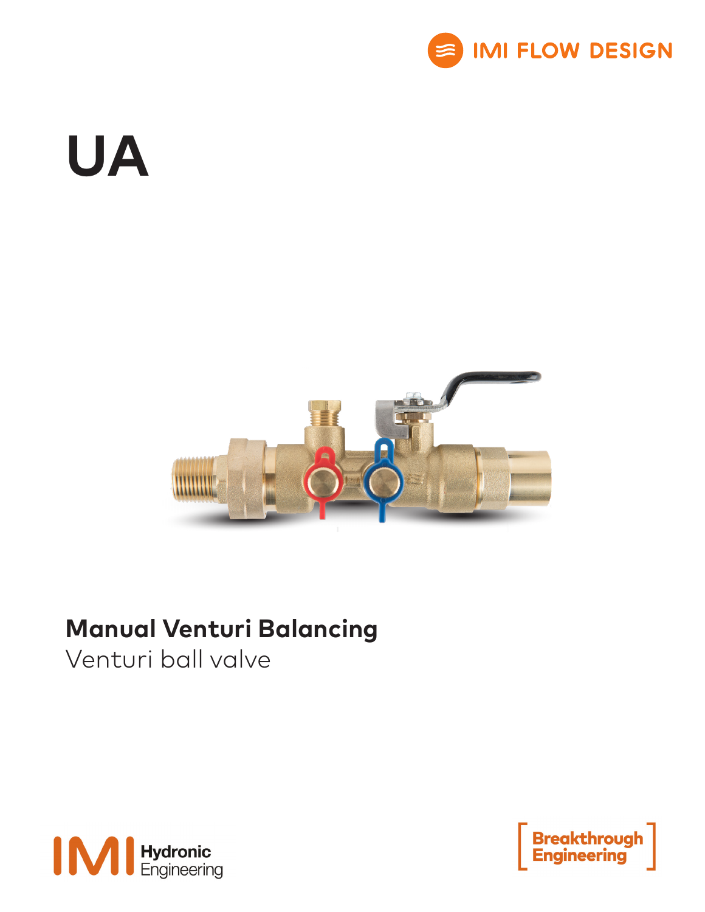IMI FLOW DESIGN

# UA

## Manual Venturi Balancing

Venturi ball valve

IMI Hydronic Engineering

Breakthrough Engineering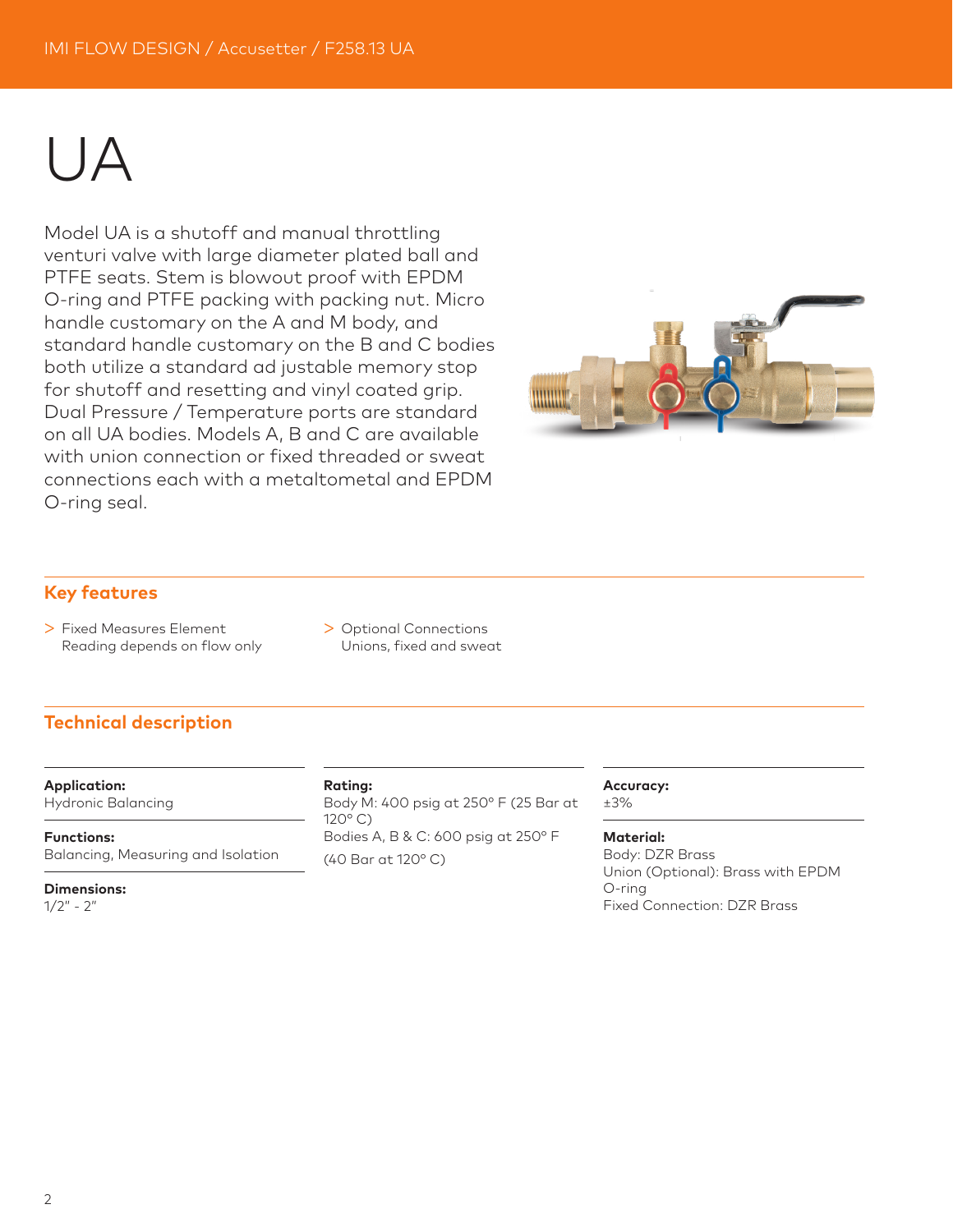# UA

Model UA is a shutoff and manual throttling venturi valve with large diameter plated ball and PTFE seats. Stem is blowout proof with EPDM O-ring and PTFE packing with packing nut. Micro handle customary on the A and M body, and standard handle customary on the B and C bodies both utilize a standard ad justable memory stop for shutoff and resetting and vinyl coated grip. Dual Pressure / Temperature ports are standard on all UA bodies. Models A, B and C are available with union connection or fixed threaded or sweat connections each with a metaltometal and EPDM O-ring seal.

## Key features

- Fixed Measures Element
  Reading depends on flow only
- Optional Connections
  Unions, fixed and sweat

## Technical description

**Application:**
Hydronic Balancing

**Functions:**
Balancing, Measuring and Isolation

**Dimensions:**
1/2" - 2"

**Rating:**
Body M: 400 psig at 250° F (25 Bar at 120° C)
Bodies A, B & C: 600 psig at 250° F (40 Bar at 120° C)

**Accuracy:**
±3%

**Material:**
Body: DZR Brass
Union (Optional): Brass with EPDM O-ring
Fixed Connection: DZR Brass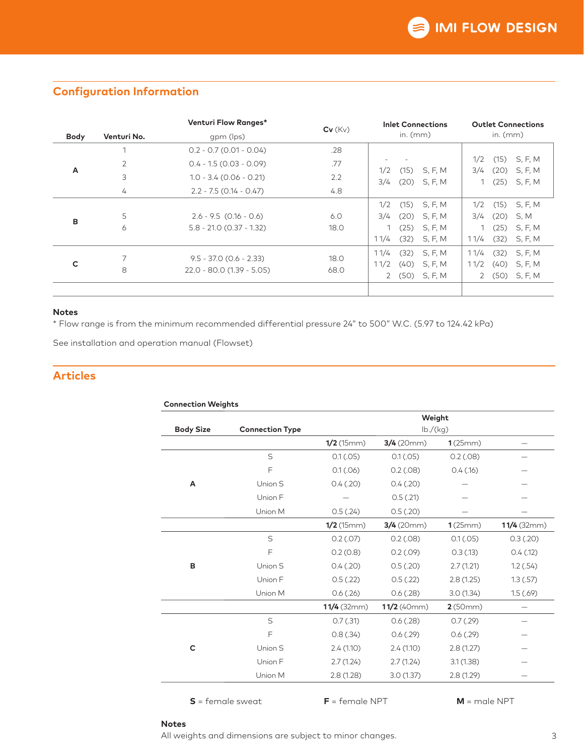## Configuration Information

| Body | Venturi No. | Venturi Flow Ranges* gpm (lps) | Cv (Kv) | Inlet Connections in. (mm) | Outlet Connections in. (mm) |
|---|---|---|---|---|---|
| A | 1 | 0.2 - 0.7 (0.01 - 0.04) | .28 | - - | 1/2 (15) S, F, M |
| | 2 | 0.4 - 1.5 (0.03 - 0.09) | .77 | 1/2 (15) S, F, M | 3/4 (20) S, F, M |
| | 3 | 1.0 - 3.4 (0.06 - 0.21) | 2.2 | 3/4 (20) S, F, M | 1 (25) S, F, M |
| | 4 | 2.2 - 7.5 (0.14 - 0.47) | 4.8 | | |
| B | 5 | 2.6 - 9.5 (0.16 - 0.6) | 6.0 | 1/2 (15) S, F, M | 1/2 (15) S, F, M |
| | 6 | 5.8 - 21.0 (0.37 - 1.32) | 18.0 | 3/4 (20) S, F, M | 3/4 (20) S, M |
| | | | | 1 (25) S, F, M | 1 (25) S, F, M |
| | | | | 1 1/4 (32) S, F, M | 1 1/4 (32) S, F, M |
| C | 7 | 9.5 - 37.0 (0.6 - 2.33) | 18.0 | 1 1/4 (32) S, F, M | 1 1/4 (32) S, F, M |
| | 8 | 22.0 - 80.0 (1.39 - 5.05) | 68.0 | 1 1/2 (40) S, F, M | 1 1/2 (40) S, F, M |
| | | | | 2 (50) S, F, M | 2 (50) S, F, M |

**Notes**

* Flow range is from the minimum recommended differential pressure 24" to 500" W.C. (5.97 to 124.42 kPa)

See installation and operation manual (Flowset)

## Articles

**Connection Weights**

| Body Size | Connection Type | Weight lb./(kg) | | | |
|---|---|---|---|---|---|
| | | **1/2** (15mm) | **3/4** (20mm) | **1** (25mm) | — |
| A | S | 0.1 (.05) | 0.1 (.05) | 0.2 (.08) | — |
| | F | 0.1 (.06) | 0.2 (.08) | 0.4 (.16) | — |
| | Union S | 0.4 (.20) | 0.4 (.20) | — | — |
| | Union F | — | 0.5 (.21) | — | — |
| | Union M | 0.5 (.24) | 0.5 (.20) | — | — |
| | | **1/2** (15mm) | **3/4** (20mm) | **1** (25mm) | **1 1/4** (32mm) |
| B | S | 0.2 (.07) | 0.2 (.08) | 0.1 (.05) | 0.3 (.20) |
| | F | 0.2 (0.8) | 0.2 (.09) | 0.3 (.13) | 0.4 (.12) |
| | Union S | 0.4 (.20) | 0.5 (.20) | 2.7 (1.21) | 1.2 (.54) |
| | Union F | 0.5 (.22) | 0.5 (.22) | 2.8 (1.25) | 1.3 (.57) |
| | Union M | 0.6 (.26) | 0.6 (.28) | 3.0 (1.34) | 1.5 (.69) |
| | | **1 1/4** (32mm) | **1 1/2** (40mm) | **2** (50mm) | — |
| C | S | 0.7 (.31) | 0.6 (.28) | 0.7 (.29) | — |
| | F | 0.8 (.34) | 0.6 (.29) | 0.6 (.29) | — |
| | Union S | 2.4 (1.10) | 2.4 (1.10) | 2.8 (1.27) | — |
| | Union F | 2.7 (1.24) | 2.7 (1.24) | 3.1 (1.38) | — |
| | Union M | 2.8 (1.28) | 3.0 (1.37) | 2.8 (1.29) | — |

**S** = female sweat  **F** = female NPT  **M** = male NPT

**Notes**

All weights and dimensions are subject to minor changes.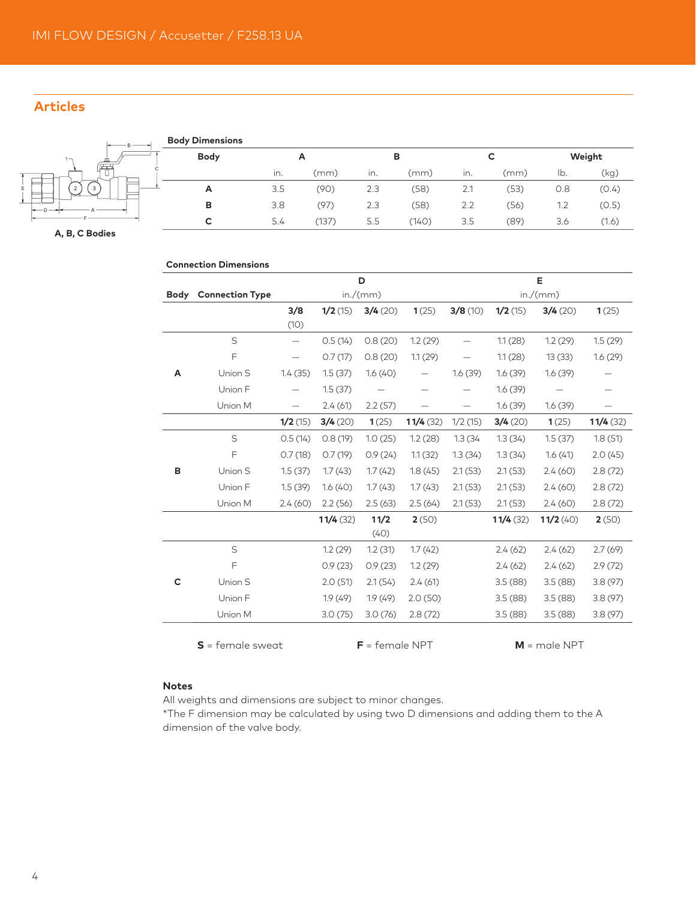## Articles

A, B, C Bodies

**Body Dimensions**

| Body | A | | B | | C | | Weight | |
|---|---|---|---|---|---|---|---|---|
| | in. | (mm) | in. | (mm) | in. | (mm) | lb. | (kg) |
| **A** | 3.5 | (90) | 2.3 | (58) | 2.1 | (53) | 0.8 | (0.4) |
| **B** | 3.8 | (97) | 2.3 | (58) | 2.2 | (56) | 1.2 | (0.5) |
| **C** | 5.4 | (137) | 5.5 | (140) | 3.5 | (89) | 3.6 | (1.6) |

**Connection Dimensions**

| Body | Connection Type | D in./(mm) | | | | E in./(mm) | | | |
|---|---|---|---|---|---|---|---|---|---|
| | | **3/8** (10) | **1/2** (15) | **3/4** (20) | **1** (25) | **3/8** (10) | **1/2** (15) | **3/4** (20) | **1** (25) |
| **A** | S | — | 0.5 (14) | 0.8 (20) | 1.2 (29) | — | 1.1 (28) | 1.2 (29) | 1.5 (29) |
| | F | — | 0.7 (17) | 0.8 (20) | 1.1 (29) | — | 1.1 (28) | 13 (33) | 1.6 (29) |
| | Union S | 1.4 (35) | 1.5 (37) | 1.6 (40) | — | 1.6 (39) | 1.6 (39) | 1.6 (39) | — |
| | Union F | — | 1.5 (37) | — | — | — | 1.6 (39) | — | — |
| | Union M | — | 2.4 (61) | 2.2 (57) | — | — | 1.6 (39) | 1.6 (39) | — |
| | | **1/2** (15) | **3/4** (20) | **1** (25) | **11/4** (32) | 1/2 (15) | **3/4** (20) | **1** (25) | **11/4** (32) |
| **B** | S | 0.5 (14) | 0.8 (19) | 1.0 (25) | 1.2 (28) | 1.3 (34 | 1.3 (34) | 1.5 (37) | 1.8 (51) |
| | F | 0.7 (18) | 0.7 (19) | 0.9 (24) | 1.1 (32) | 1.3 (34) | 1.3 (34) | 1.6 (41) | 2.0 (45) |
| | Union S | 1.5 (37) | 1.7 (43) | 1.7 (42) | 1.8 (45) | 2.1 (53) | 2.1 (53) | 2.4 (60) | 2.8 (72) |
| | Union F | 1.5 (39) | 1.6 (40) | 1.7 (43) | 1.7 (43) | 2.1 (53) | 2.1 (53) | 2.4 (60) | 2.8 (72) |
| | Union M | 2.4 (60) | 2.2 (56) | 2.5 (63) | 2.5 (64) | 2.1 (53) | 2.1 (53) | 2.4 (60) | 2.8 (72) |
| | | | **11/4** (32) | **11/2** (40) | **2** (50) | | **11/4** (32) | **11/2** (40) | **2** (50) |
| **C** | S | | 1.2 (29) | 1.2 (31) | 1.7 (42) | | 2.4 (62) | 2.4 (62) | 2.7 (69) |
| | F | | 0.9 (23) | 0.9 (23) | 1.2 (29) | | 2.4 (62) | 2.4 (62) | 2.9 (72) |
| | Union S | | 2.0 (51) | 2.1 (54) | 2.4 (61) | | 3.5 (88) | 3.5 (88) | 3.8 (97) |
| | Union F | | 1.9 (49) | 1.9 (49) | 2.0 (50) | | 3.5 (88) | 3.5 (88) | 3.8 (97) |
| | Union M | | 3.0 (75) | 3.0 (76) | 2.8 (72) | | 3.5 (88) | 3.5 (88) | 3.8 (97) |

**S** = female sweat  **F** = female NPT  **M** = male NPT

**Notes**

All weights and dimensions are subject to minor changes.
*The F dimension may be calculated by using two D dimensions and adding them to the A dimension of the valve body.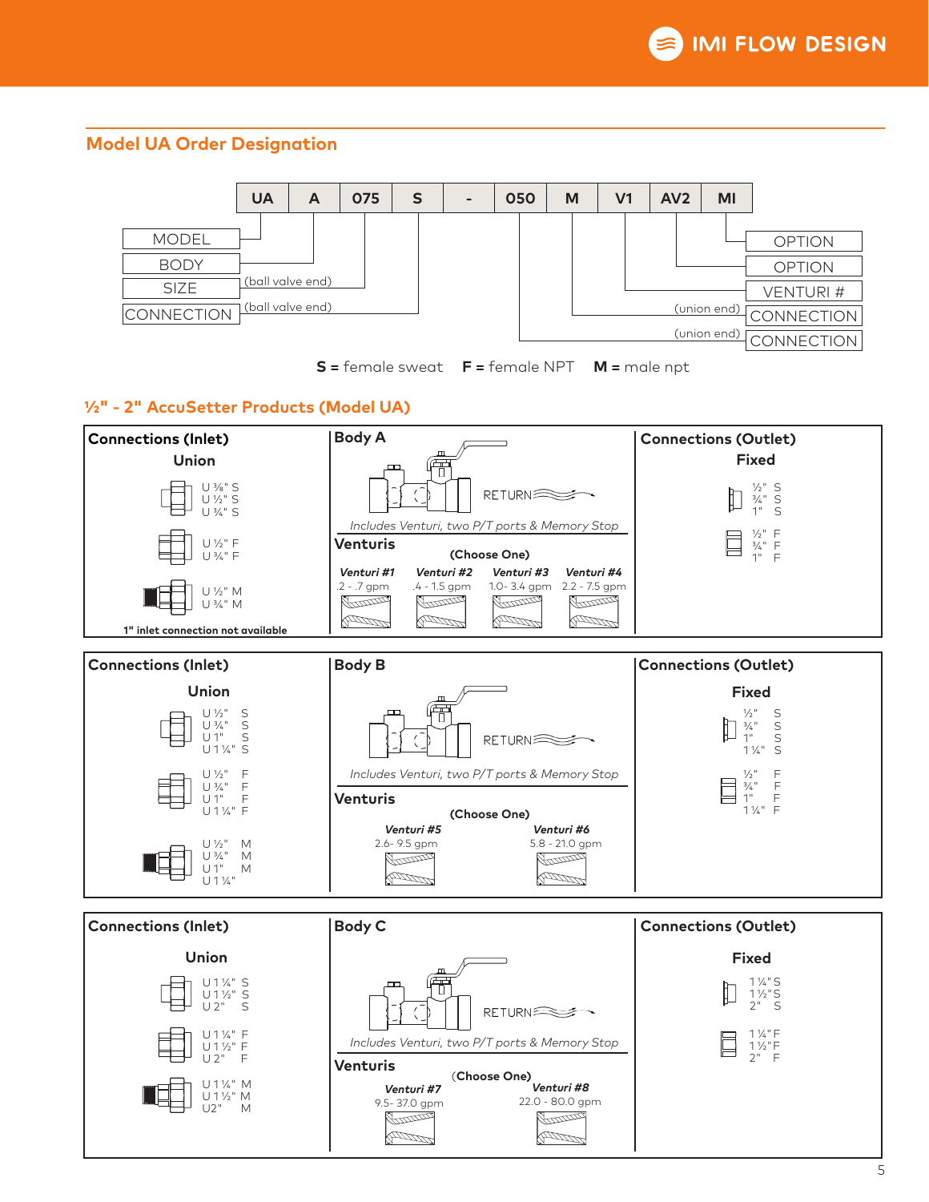## Model UA Order Designation

| UA | A | 075 | S | - | 050 | M | V1 | AV2 | MI |
|---|---|---|---|---|---|---|---|---|---|
| MODEL | BODY | SIZE (ball valve end) | CONNECTION (ball valve end) | | CONNECTION (union end) | CONNECTION (union end) | VENTURI # | OPTION | OPTION |

**S =** female sweat **F =** female NPT **M =** male npt

## ½" - 2" AccuSetter Products (Model UA)

### Body A

**Connections (Inlet)**

Union

- U ⅜" S
- U ½" S
- U ¾" S
- U ½" F
- U ¾" F
- U ½" M
- U ¾" M

**1" inlet connection not available**

RETURN

*Includes Venturi, two P/T ports & Memory Stop*

**Venturis**

**(Choose One)**

| *Venturi #1* | *Venturi #2* | *Venturi #3* | *Venturi #4* |
|---|---|---|---|
| .2 - .7 gpm | .4 - 1.5 gpm | 1.0- 3.4 gpm | 2.2 - 7.5 gpm |

**Connections (Outlet)**

Fixed

- ½" S
- ¾" S
- 1" S
- ½" F
- ¾" F
- 1" F

### Body B

**Connections (Inlet)**

Union

- U ½" S
- U ¾" S
- U 1" S
- U 1¼" S
- U ½" F
- U ¾" F
- U 1" F
- U 1¼" F
- U ½" M
- U ¾" M
- U 1" M
- U 1¼"

RETURN

*Includes Venturi, two P/T ports & Memory Stop*

**Venturis**

**(Choose One)**

| *Venturi #5* | *Venturi #6* |
|---|---|
| 2.6- 9.5 gpm | 5.8 - 21.0 gpm |

**Connections (Outlet)**

Fixed

- ½" S
- ¾" S
- 1" S
- 1¼" S
- ½" F
- ¾" F
- 1" F
- 1¼" F

### Body C

**Connections (Inlet)**

Union

- U 1¼" S
- U 1½" S
- U 2" S
- U 1¼" F
- U 1½" F
- U 2" F
- U 1¼" M
- U 1½" M
- U2" M

RETURN

*Includes Venturi, two P/T ports & Memory Stop*

**Venturis**

**(Choose One)**

| *Venturi #7* | *Venturi #8* |
|---|---|
| 9.5- 37.0 gpm | 22.0 - 80.0 gpm |

**Connections (Outlet)**

Fixed

- 1¼" S
- 1½" S
- 2" S
- 1¼" F
- 1½" F
- 2" F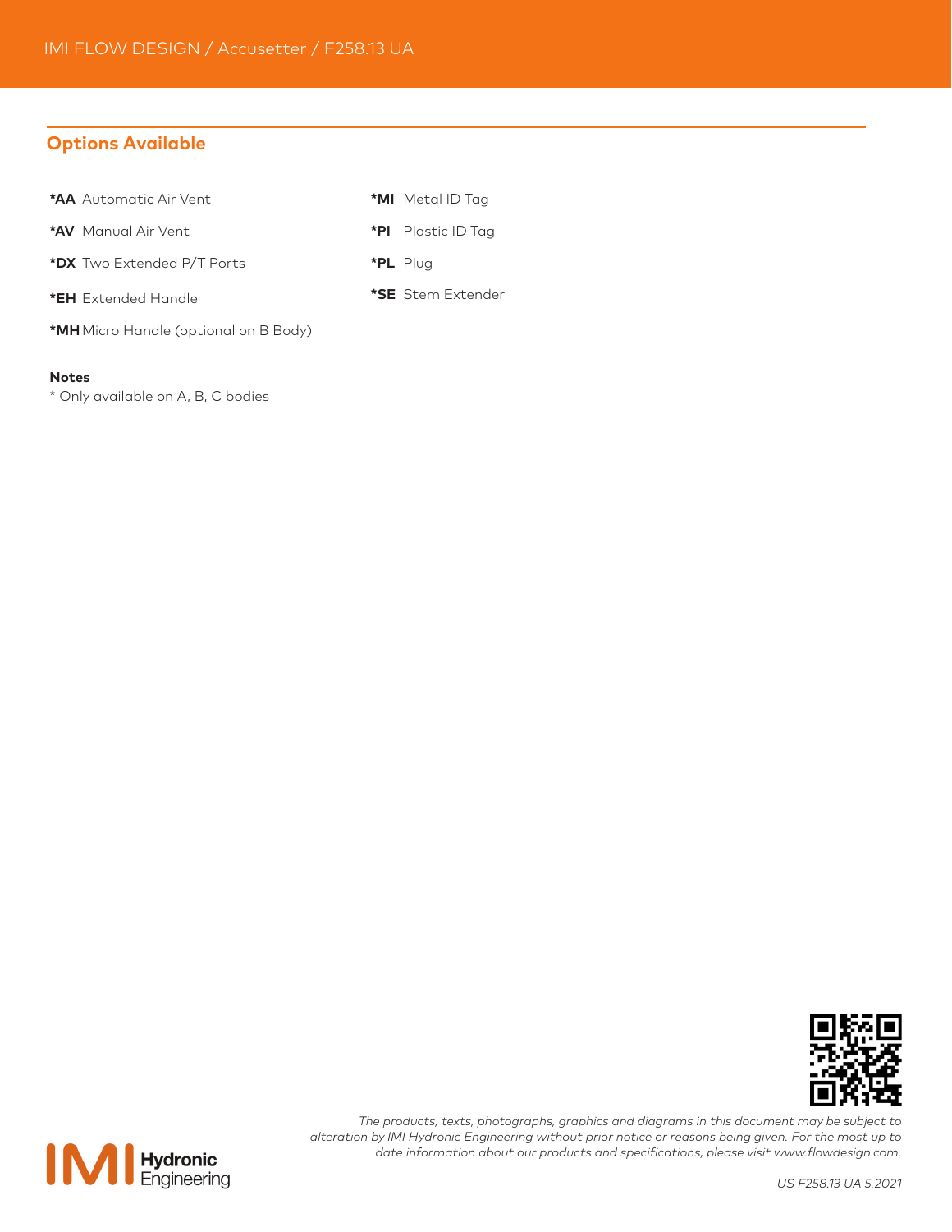## Options Available

**\*AA** Automatic Air Vent

**\*AV** Manual Air Vent

**\*DX** Two Extended P/T Ports

**\*EH** Extended Handle

**\*MH** Micro Handle (optional on B Body)

**\*MI** Metal ID Tag

**\*PI** Plastic ID Tag

**\*PL** Plug

**\*SE** Stem Extender

**Notes**

\* Only available on A, B, C bodies

*The products, texts, photographs, graphics and diagrams in this document may be subject to alteration by IMI Hydronic Engineering without prior notice or reasons being given. For the most up to date information about our products and specifications, please visit www.flowdesign.com.*